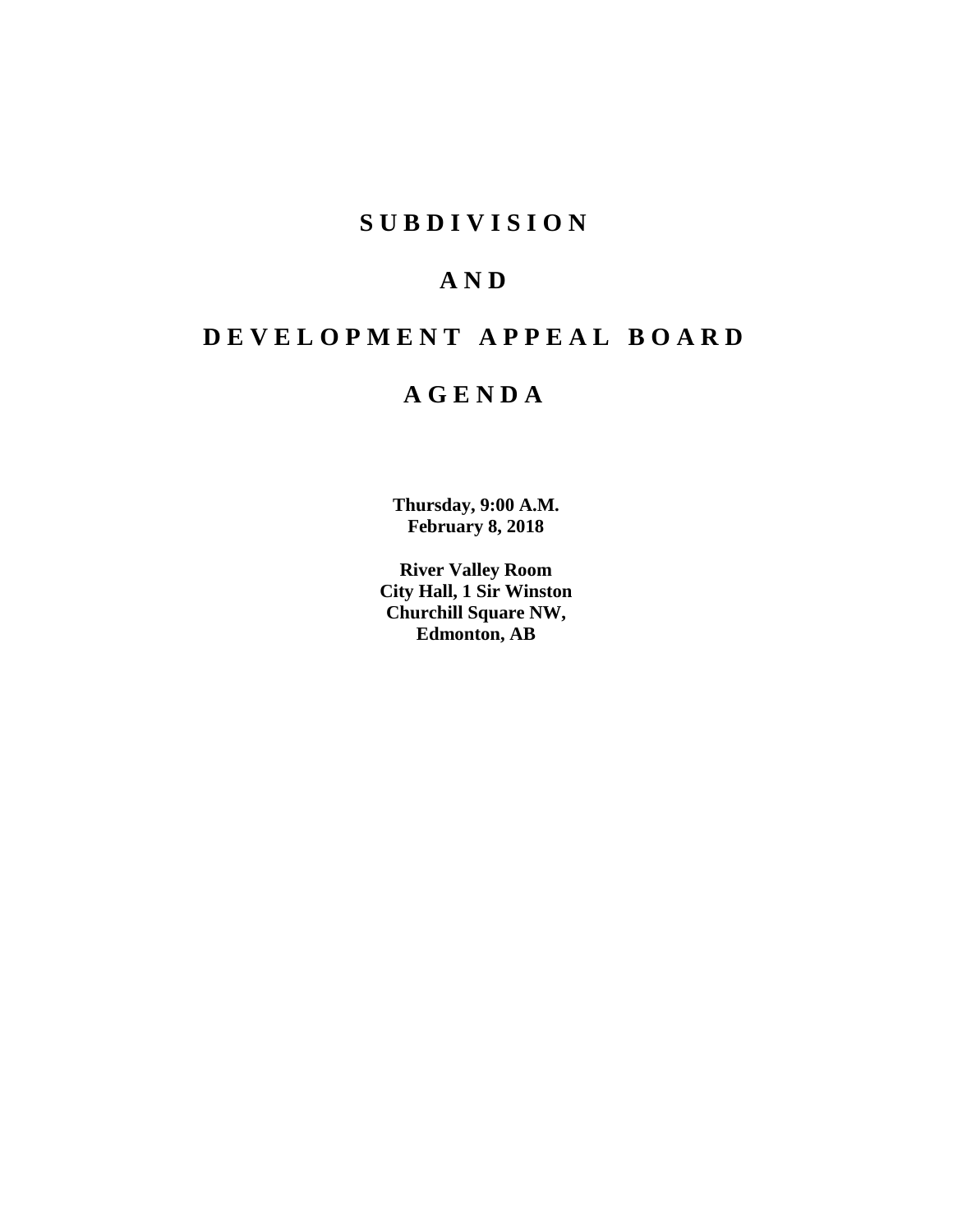# S U B D I V I S I O N

# A N D

# D E V E L O P M E N T  A P P E A L  B O A R D

# A G E N D A

**Thursday, 9:00 A.M.**
**February 8, 2018**

**River Valley Room**
**City Hall, 1 Sir Winston**
**Churchill Square NW,**
**Edmonton, AB**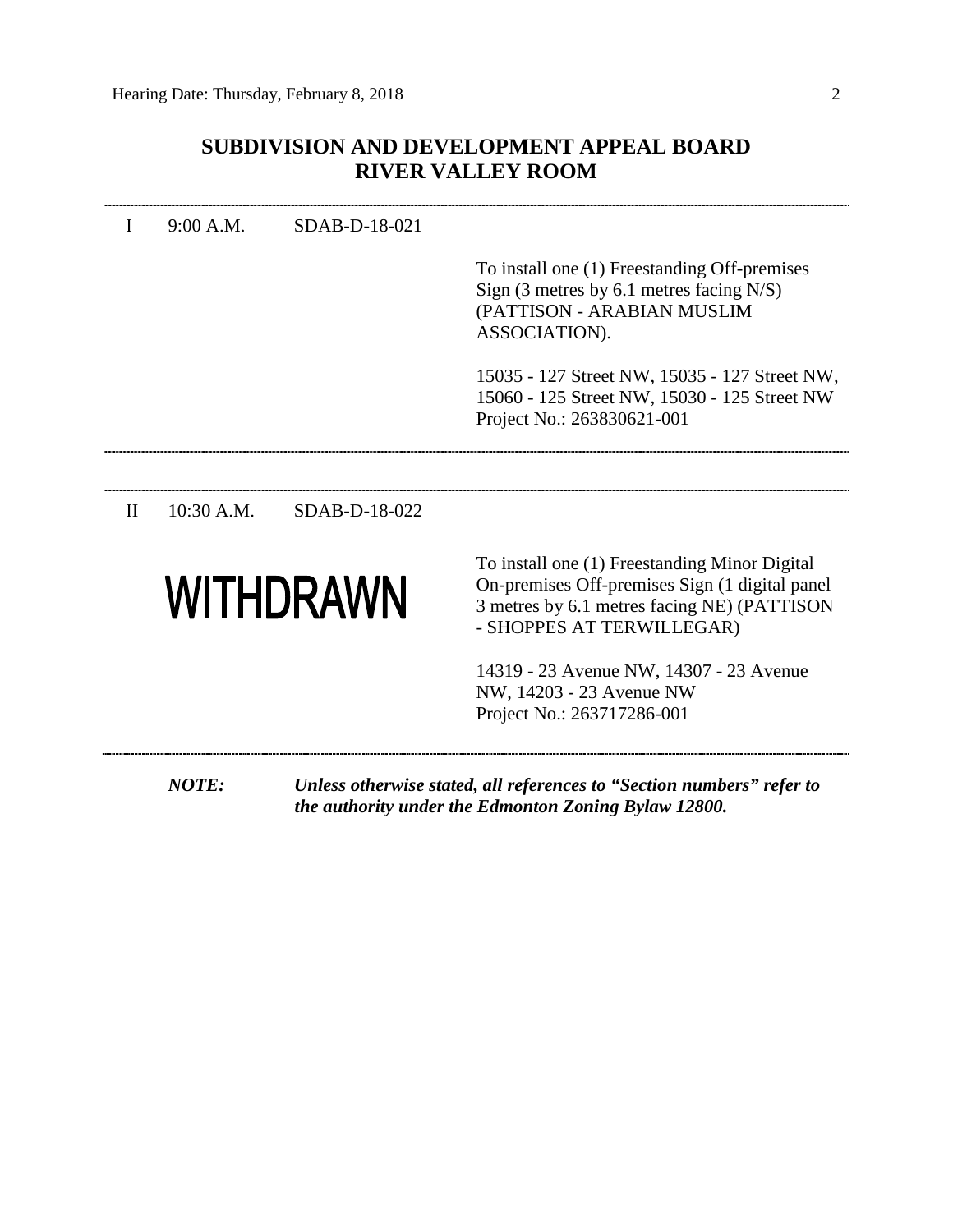## SUBDIVISION AND DEVELOPMENT APPEAL BOARD
## RIVER VALLEY ROOM

---

I 9:00 A.M. SDAB-D-18-021

To install one (1) Freestanding Off-premises Sign (3 metres by 6.1 metres facing N/S) (PATTISON - ARABIAN MUSLIM ASSOCIATION).

15035 - 127 Street NW, 15035 - 127 Street NW, 15060 - 125 Street NW, 15030 - 125 Street NW
Project No.: 263830621-001

---

II 10:30 A.M. SDAB-D-18-022

**WITHDRAWN**

To install one (1) Freestanding Minor Digital On-premises Off-premises Sign (1 digital panel 3 metres by 6.1 metres facing NE) (PATTISON - SHOPPES AT TERWILLEGAR)

14319 - 23 Avenue NW, 14307 - 23 Avenue NW, 14203 - 23 Avenue NW
Project No.: 263717286-001

---

***NOTE:*** ***Unless otherwise stated, all references to "Section numbers" refer to the authority under the Edmonton Zoning Bylaw 12800.***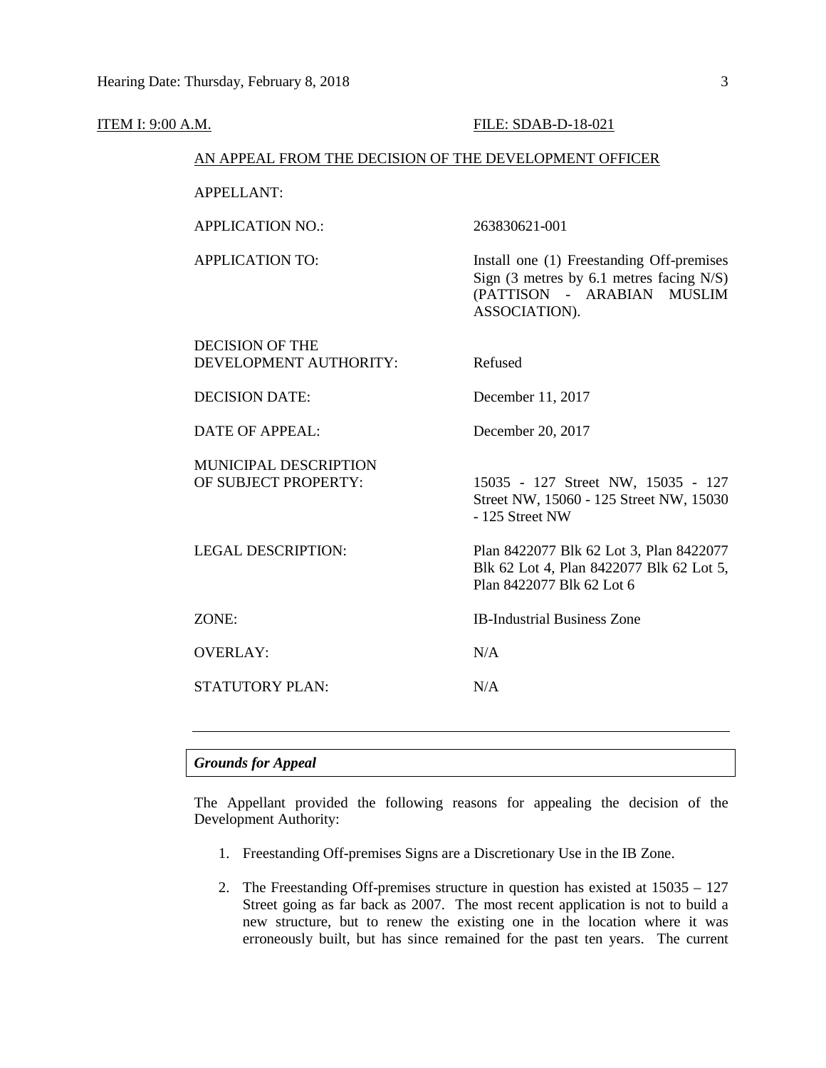ITEM I: 9:00 A.M. FILE: SDAB-D-18-021

AN APPEAL FROM THE DECISION OF THE DEVELOPMENT OFFICER

| | |
|---|---|
| APPELLANT: | |
| APPLICATION NO.: | 263830621-001 |
| APPLICATION TO: | Install one (1) Freestanding Off-premises Sign (3 metres by 6.1 metres facing N/S) (PATTISON - ARABIAN MUSLIM ASSOCIATION). |
| DECISION OF THE DEVELOPMENT AUTHORITY: | Refused |
| DECISION DATE: | December 11, 2017 |
| DATE OF APPEAL: | December 20, 2017 |
| MUNICIPAL DESCRIPTION OF SUBJECT PROPERTY: | 15035 - 127 Street NW, 15035 - 127 Street NW, 15060 - 125 Street NW, 15030 - 125 Street NW |
| LEGAL DESCRIPTION: | Plan 8422077 Blk 62 Lot 3, Plan 8422077 Blk 62 Lot 4, Plan 8422077 Blk 62 Lot 5, Plan 8422077 Blk 62 Lot 6 |
| ZONE: | IB-Industrial Business Zone |
| OVERLAY: | N/A |
| STATUTORY PLAN: | N/A |

---

***Grounds for Appeal***

The Appellant provided the following reasons for appealing the decision of the Development Authority:

1. Freestanding Off-premises Signs are a Discretionary Use in the IB Zone.

2. The Freestanding Off-premises structure in question has existed at 15035 – 127 Street going as far back as 2007. The most recent application is not to build a new structure, but to renew the existing one in the location where it was erroneously built, but has since remained for the past ten years. The current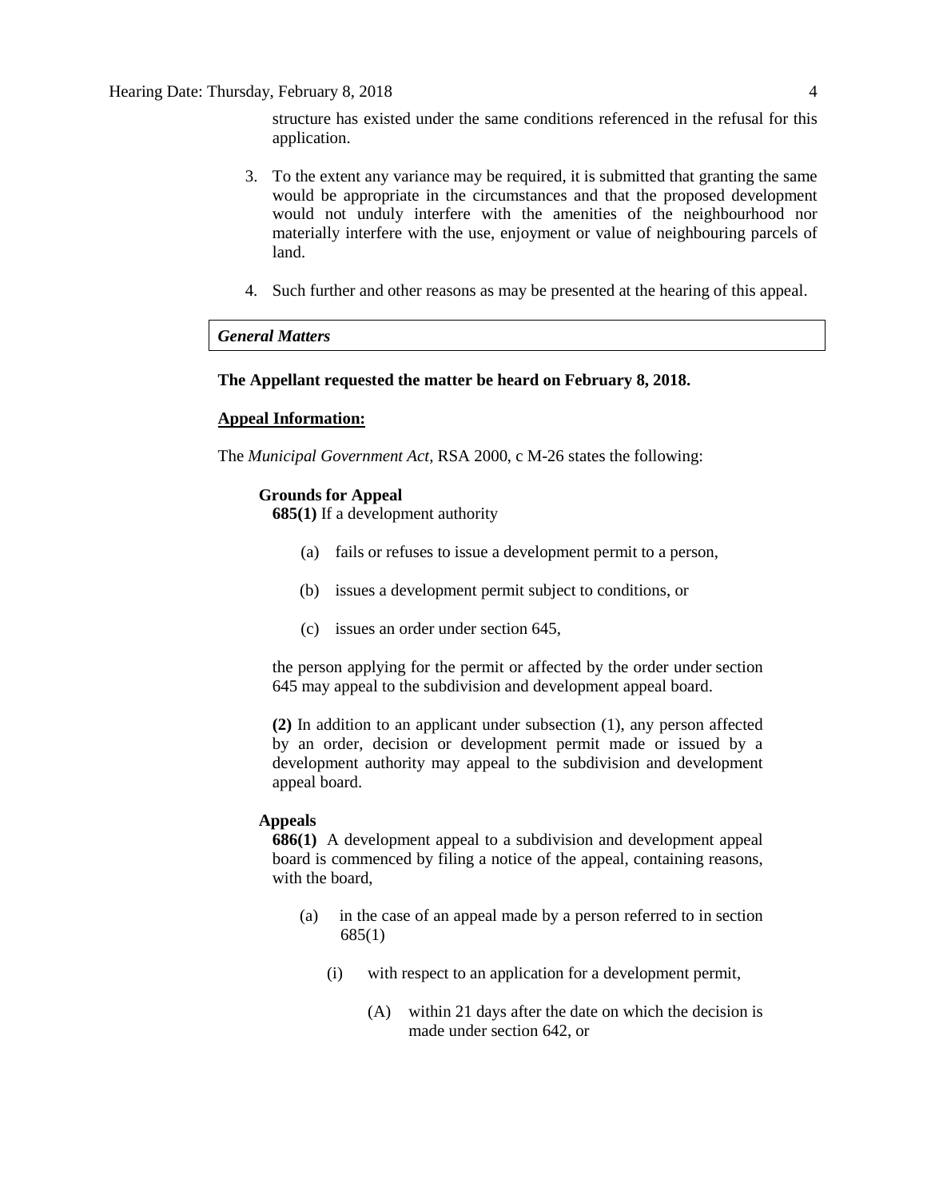structure has existed under the same conditions referenced in the refusal for this application.

3. To the extent any variance may be required, it is submitted that granting the same would be appropriate in the circumstances and that the proposed development would not unduly interfere with the amenities of the neighbourhood nor materially interfere with the use, enjoyment or value of neighbouring parcels of land.

4. Such further and other reasons as may be presented at the hearing of this appeal.

***General Matters***

**The Appellant requested the matter be heard on February 8, 2018.**

**Appeal Information:**

The *Municipal Government Act*, RSA 2000, c M-26 states the following:

**Grounds for Appeal**

**685(1)** If a development authority

(a) fails or refuses to issue a development permit to a person,

(b) issues a development permit subject to conditions, or

(c) issues an order under section 645,

the person applying for the permit or affected by the order under section 645 may appeal to the subdivision and development appeal board.

**(2)** In addition to an applicant under subsection (1), any person affected by an order, decision or development permit made or issued by a development authority may appeal to the subdivision and development appeal board.

**Appeals**

**686(1)** A development appeal to a subdivision and development appeal board is commenced by filing a notice of the appeal, containing reasons, with the board,

(a) in the case of an appeal made by a person referred to in section 685(1)

(i) with respect to an application for a development permit,

(A) within 21 days after the date on which the decision is made under section 642, or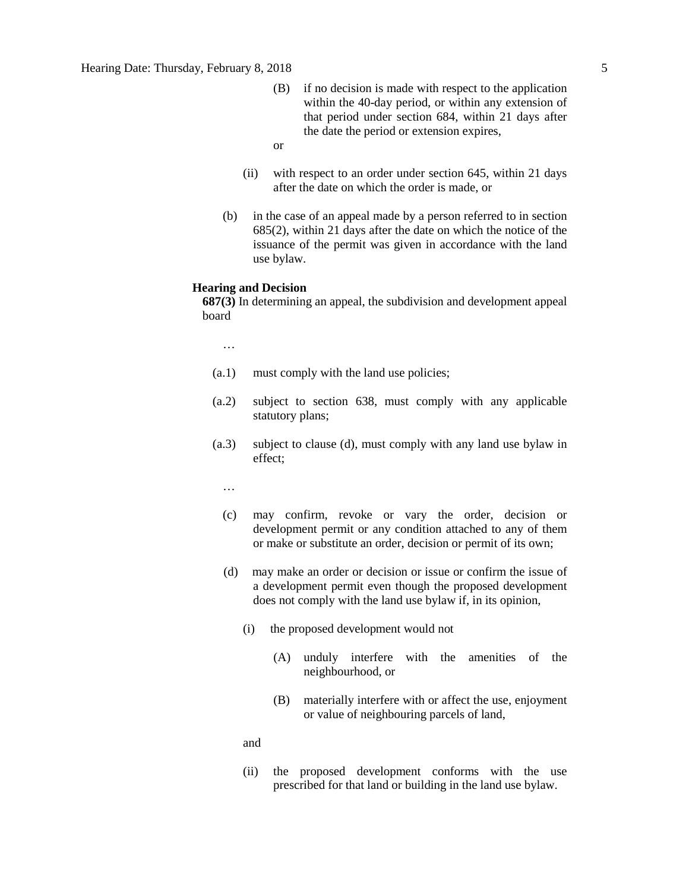(B) if no decision is made with respect to the application within the 40-day period, or within any extension of that period under section 684, within 21 days after the date the period or extension expires,

or

(ii) with respect to an order under section 645, within 21 days after the date on which the order is made, or

(b) in the case of an appeal made by a person referred to in section 685(2), within 21 days after the date on which the notice of the issuance of the permit was given in accordance with the land use bylaw.

**Hearing and Decision**

**687(3)** In determining an appeal, the subdivision and development appeal board

…

(a.1) must comply with the land use policies;

(a.2) subject to section 638, must comply with any applicable statutory plans;

(a.3) subject to clause (d), must comply with any land use bylaw in effect;

…

(c) may confirm, revoke or vary the order, decision or development permit or any condition attached to any of them or make or substitute an order, decision or permit of its own;

(d) may make an order or decision or issue or confirm the issue of a development permit even though the proposed development does not comply with the land use bylaw if, in its opinion,

(i) the proposed development would not

(A) unduly interfere with the amenities of the neighbourhood, or

(B) materially interfere with or affect the use, enjoyment or value of neighbouring parcels of land,

and

(ii) the proposed development conforms with the use prescribed for that land or building in the land use bylaw.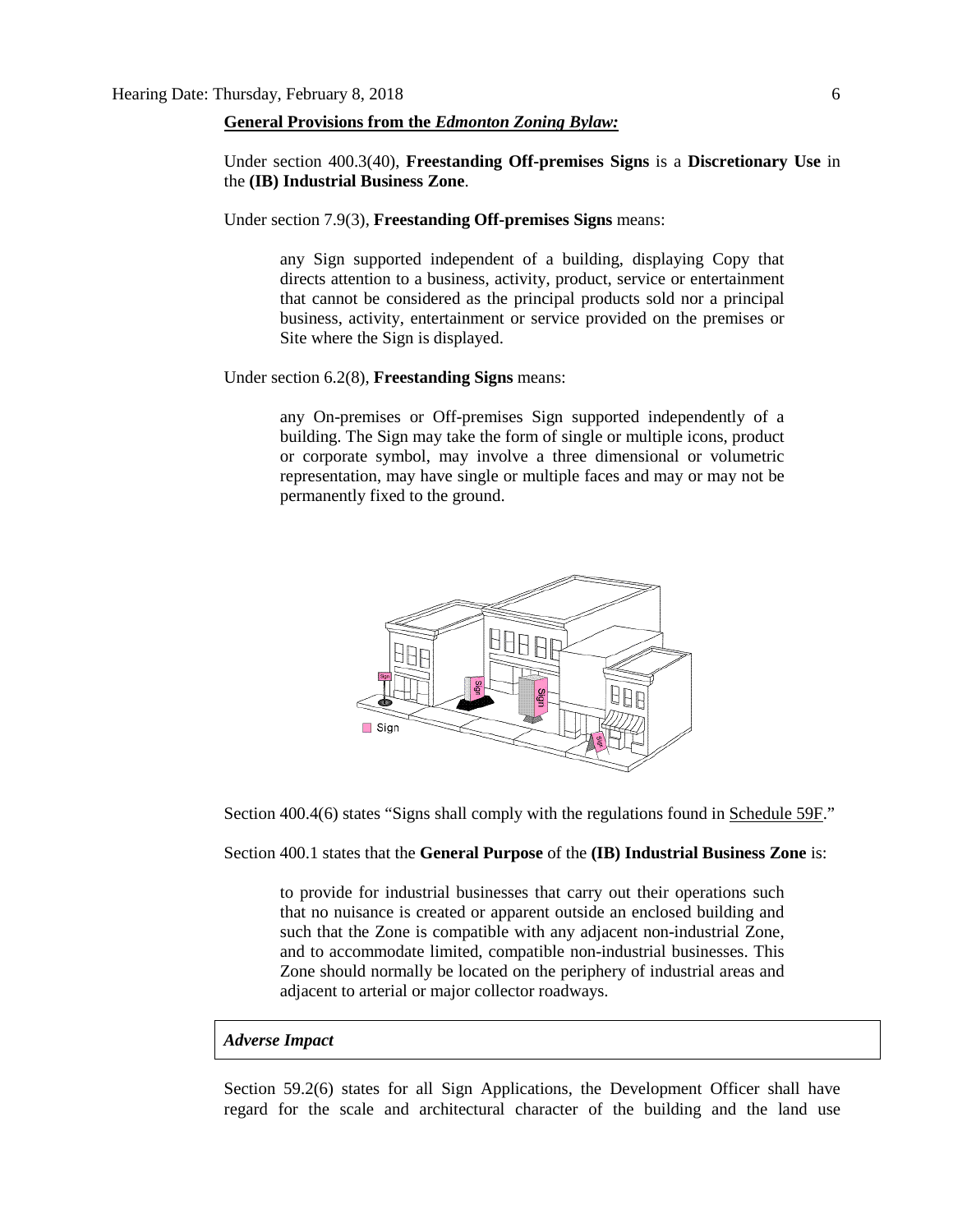**General Provisions from the *Edmonton Zoning Bylaw:***

Under section 400.3(40), **Freestanding Off-premises Signs** is a **Discretionary Use** in the **(IB) Industrial Business Zone**.

Under section 7.9(3), **Freestanding Off-premises Signs** means:

> any Sign supported independent of a building, displaying Copy that directs attention to a business, activity, product, service or entertainment that cannot be considered as the principal products sold nor a principal business, activity, entertainment or service provided on the premises or Site where the Sign is displayed.

Under section 6.2(8), **Freestanding Signs** means:

> any On-premises or Off-premises Sign supported independently of a building. The Sign may take the form of single or multiple icons, product or corporate symbol, may involve a three dimensional or volumetric representation, may have single or multiple faces and may or may not be permanently fixed to the ground.

Section 400.4(6) states "Signs shall comply with the regulations found in Schedule 59F."

Section 400.1 states that the **General Purpose** of the **(IB) Industrial Business Zone** is:

> to provide for industrial businesses that carry out their operations such that no nuisance is created or apparent outside an enclosed building and such that the Zone is compatible with any adjacent non-industrial Zone, and to accommodate limited, compatible non-industrial businesses. This Zone should normally be located on the periphery of industrial areas and adjacent to arterial or major collector roadways.

***Adverse Impact***

Section 59.2(6) states for all Sign Applications, the Development Officer shall have regard for the scale and architectural character of the building and the land use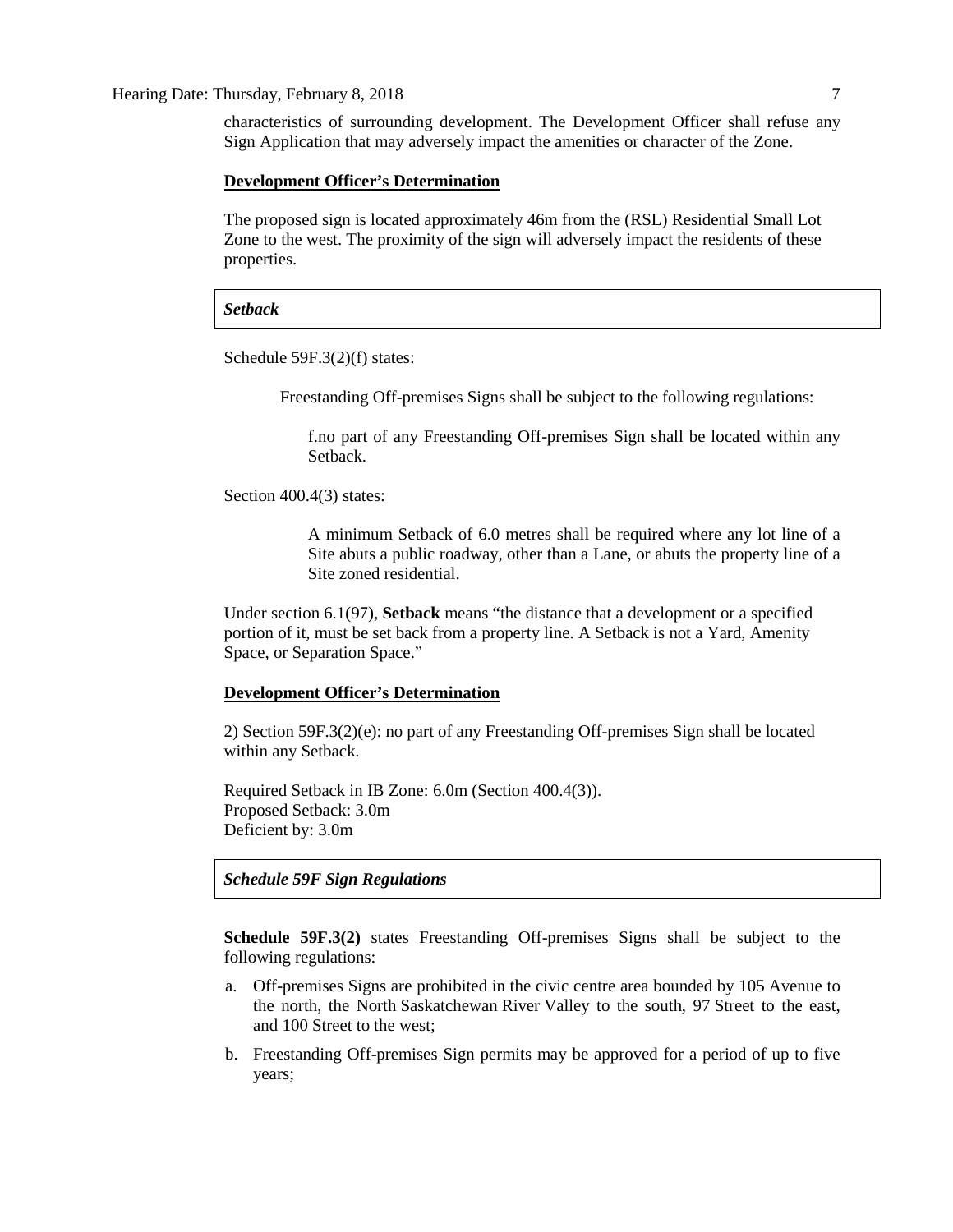characteristics of surrounding development. The Development Officer shall refuse any Sign Application that may adversely impact the amenities or character of the Zone.

**Development Officer's Determination**

The proposed sign is located approximately 46m from the (RSL) Residential Small Lot Zone to the west. The proximity of the sign will adversely impact the residents of these properties.

***Setback***

Schedule 59F.3(2)(f) states:

> Freestanding Off-premises Signs shall be subject to the following regulations:
>
> > f. no part of any Freestanding Off-premises Sign shall be located within any Setback.

Section 400.4(3) states:

> A minimum Setback of 6.0 metres shall be required where any lot line of a Site abuts a public roadway, other than a Lane, or abuts the property line of a Site zoned residential.

Under section 6.1(97), **Setback** means "the distance that a development or a specified portion of it, must be set back from a property line. A Setback is not a Yard, Amenity Space, or Separation Space."

**Development Officer's Determination**

2) Section 59F.3(2)(e): no part of any Freestanding Off-premises Sign shall be located within any Setback.

Required Setback in IB Zone: 6.0m (Section 400.4(3)).
Proposed Setback: 3.0m
Deficient by: 3.0m

***Schedule 59F Sign Regulations***

**Schedule 59F.3(2)** states Freestanding Off-premises Signs shall be subject to the following regulations:

a. Off-premises Signs are prohibited in the civic centre area bounded by 105 Avenue to the north, the North Saskatchewan River Valley to the south, 97 Street to the east, and 100 Street to the west;

b. Freestanding Off-premises Sign permits may be approved for a period of up to five years;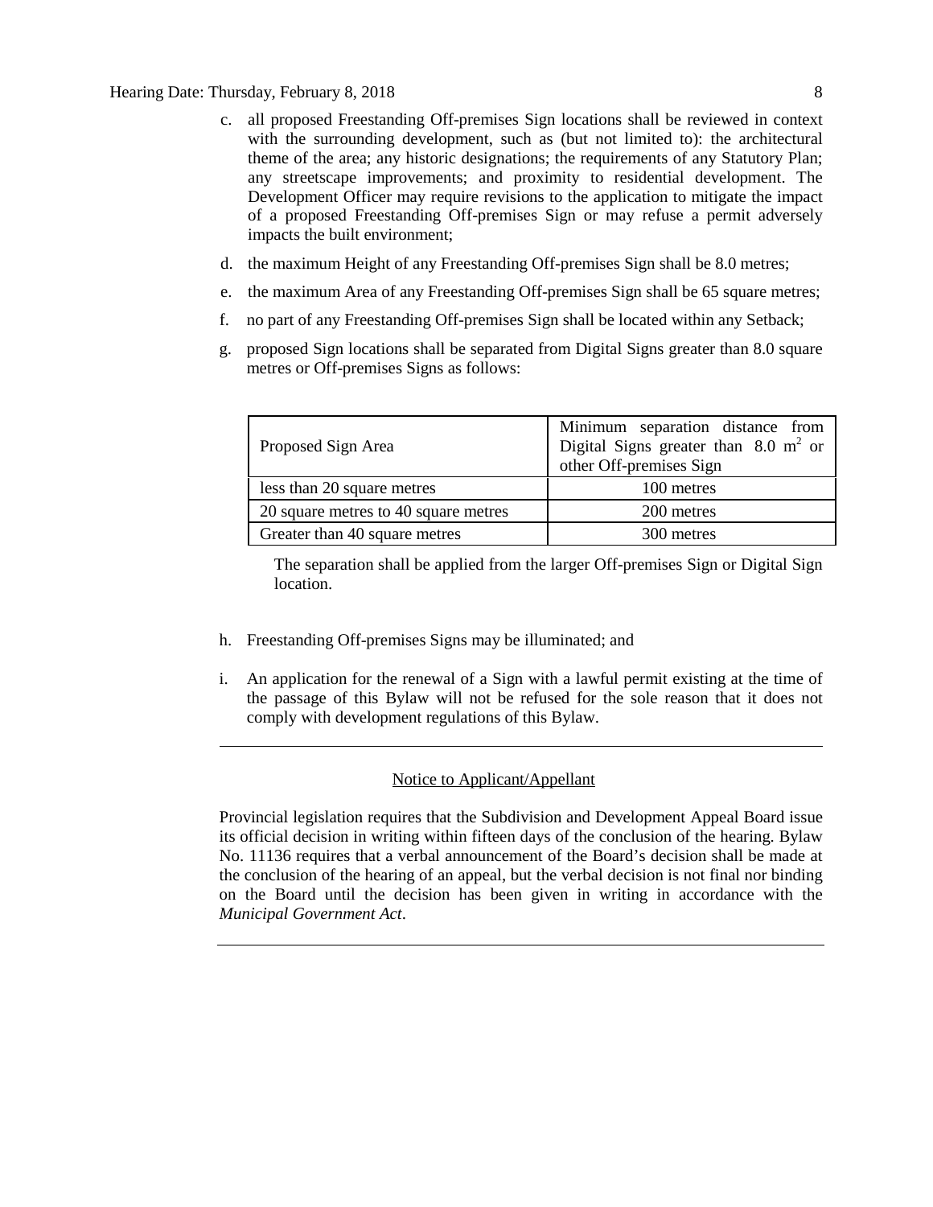c. all proposed Freestanding Off-premises Sign locations shall be reviewed in context with the surrounding development, such as (but not limited to): the architectural theme of the area; any historic designations; the requirements of any Statutory Plan; any streetscape improvements; and proximity to residential development. The Development Officer may require revisions to the application to mitigate the impact of a proposed Freestanding Off-premises Sign or may refuse a permit adversely impacts the built environment;

d. the maximum Height of any Freestanding Off-premises Sign shall be 8.0 metres;

e. the maximum Area of any Freestanding Off-premises Sign shall be 65 square metres;

f. no part of any Freestanding Off-premises Sign shall be located within any Setback;

g. proposed Sign locations shall be separated from Digital Signs greater than 8.0 square metres or Off-premises Signs as follows:

| Proposed Sign Area | Minimum separation distance from Digital Signs greater than 8.0 $m^2$ or other Off-premises Sign |
|---|---|
| less than 20 square metres | 100 metres |
| 20 square metres to 40 square metres | 200 metres |
| Greater than 40 square metres | 300 metres |

The separation shall be applied from the larger Off-premises Sign or Digital Sign location.

h. Freestanding Off-premises Signs may be illuminated; and

i. An application for the renewal of a Sign with a lawful permit existing at the time of the passage of this Bylaw will not be refused for the sole reason that it does not comply with development regulations of this Bylaw.

---

Notice to Applicant/Appellant

Provincial legislation requires that the Subdivision and Development Appeal Board issue its official decision in writing within fifteen days of the conclusion of the hearing. Bylaw No. 11136 requires that a verbal announcement of the Board's decision shall be made at the conclusion of the hearing of an appeal, but the verbal decision is not final nor binding on the Board until the decision has been given in writing in accordance with the *Municipal Government Act*.

---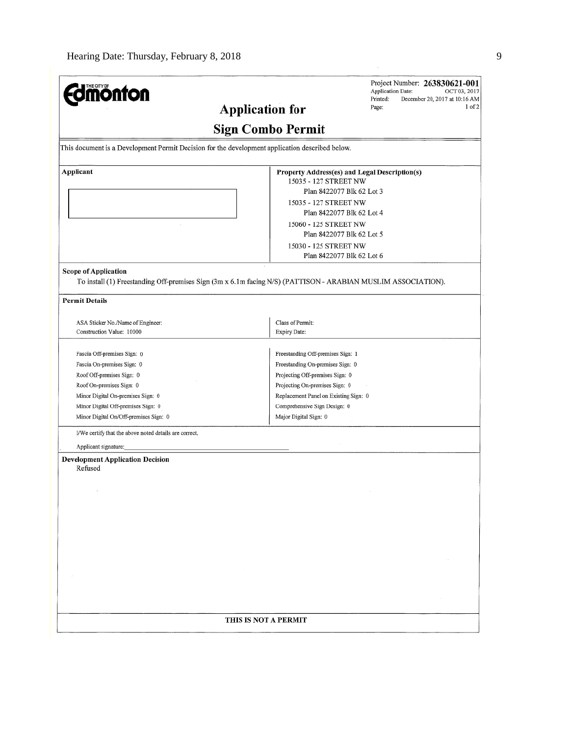**Edmonton**

Project Number: **263830621-001**
Application Date: OCT 03, 2017
Printed: December 20, 2017 at 10:16 AM
Page: 1 of 2

## Application for Sign Combo Permit

This document is a Development Permit Decision for the development application described below.

**Applicant**

**Property Address(es) and Legal Description(s)**

15035 - 127 STREET NW
Plan 8422077 Blk 62 Lot 3

15035 - 127 STREET NW
Plan 8422077 Blk 62 Lot 4

15060 - 125 STREET NW
Plan 8422077 Blk 62 Lot 5

15030 - 125 STREET NW
Plan 8422077 Blk 62 Lot 6

**Scope of Application**

To install (1) Freestanding Off-premises Sign (3m x 6.1m facing N/S) (PATTISON - ARABIAN MUSLIM ASSOCIATION).

**Permit Details**

| | |
|---|---|
| ASA Sticker No./Name of Engineer: | Class of Permit: |
| Construction Value: 10000 | Expiry Date: |
| Fascia Off-premises Sign: 0 | Freestanding Off-premises Sign: 1 |
| Fascia On-premises Sign: 0 | Freestanding On-premises Sign: 0 |
| Roof Off-premises Sign: 0 | Projecting Off-premises Sign: 0 |
| Roof On-premises Sign: 0 | Projecting On-premises Sign: 0 |
| Minor Digital On-premises Sign: 0 | Replacement Panel on Existing Sign: 0 |
| Minor Digital Off-premises Sign: 0 | Comprehensive Sign Design: 0 |
| Minor Digital On/Off-premises Sign: 0 | Major Digital Sign: 0 |

I/We certify that the above noted details are correct.

Applicant signature:\_\_\_\_\_\_\_\_\_\_\_\_\_\_\_\_\_\_\_\_\_\_\_\_\_\_\_\_\_\_\_\_\_\_\_\_

**Development Application Decision**

Refused

**THIS IS NOT A PERMIT**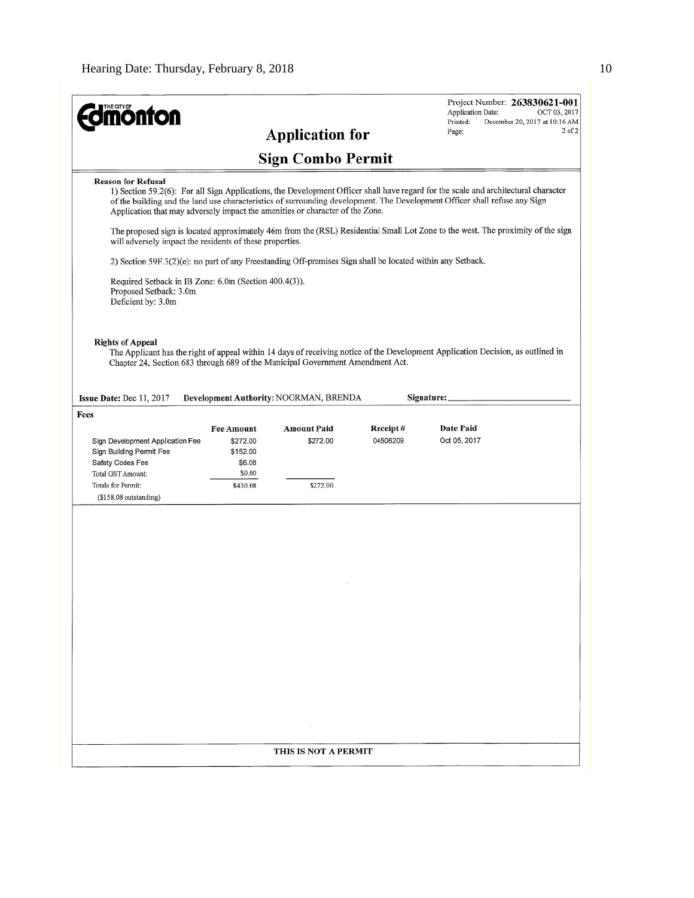Project Number: **263830621-001**
Application Date: OCT 03, 2017
Printed: December 20, 2017 at 10:16 AM
Page: 2 of 2

# Application for

# Sign Combo Permit

**Reason for Refusal**

1) Section 59.2(6): For all Sign Applications, the Development Officer shall have regard for the scale and architectural character of the building and the land use characteristics of surrounding development. The Development Officer shall refuse any Sign Application that may adversely impact the amenities or character of the Zone.

The proposed sign is located approximately 46m from the (RSL) Residential Small Lot Zone to the west. The proximity of the sign will adversely impact the residents of these properties.

2) Section 59F.3(2)(e): no part of any Freestanding Off-premises Sign shall be located within any Setback.

Required Setback in IB Zone: 6.0m (Section 400.4(3)).
Proposed Setback: 3.0m
Deficient by: 3.0m

**Rights of Appeal**

The Applicant has the right of appeal within 14 days of receiving notice of the Development Application Decision, as outlined in Chapter 24, Section 683 through 689 of the Municipal Government Amendment Act.

**Issue Date:** Dec 11, 2017 **Development Authority:** NOORMAN, BRENDA **Signature:** ____________________

**Fees**

| | Fee Amount | Amount Paid | Receipt # | Date Paid |
|---|---|---|---|---|
| Sign Development Application Fee | $272.00 | $272.00 | 04506209 | Oct 05, 2017 |
| Sign Building Permit Fee | $152.00 | | | |
| Safety Codes Fee | $6.08 | | | |
| Total GST Amount: | $0.00 | | | |
| Totals for Permit: | $430.08 | $272.00 | | |
| ($158.08 outstanding) | | | | |

**THIS IS NOT A PERMIT**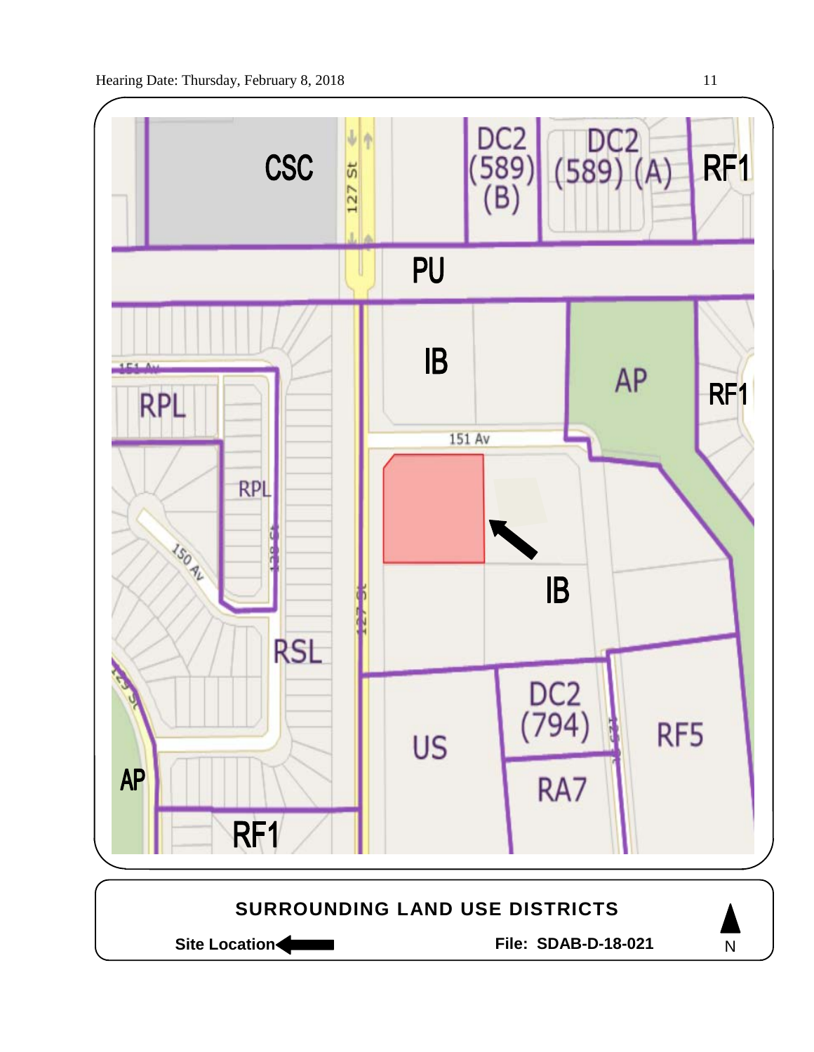CSC

127 St

DC2 (589) (B)

DC2 (589) (A)

RF1

PU

IB

AP

RF1

151 Av

RPL

RPL

150 Av

128 St

IB

RSL

127 St

129 St

US

DC2 (794)

RF5

RA7

AP

RF1

**SURROUNDING LAND USE DISTRICTS**

**Site Location** ←

**File: SDAB-D-18-021**

N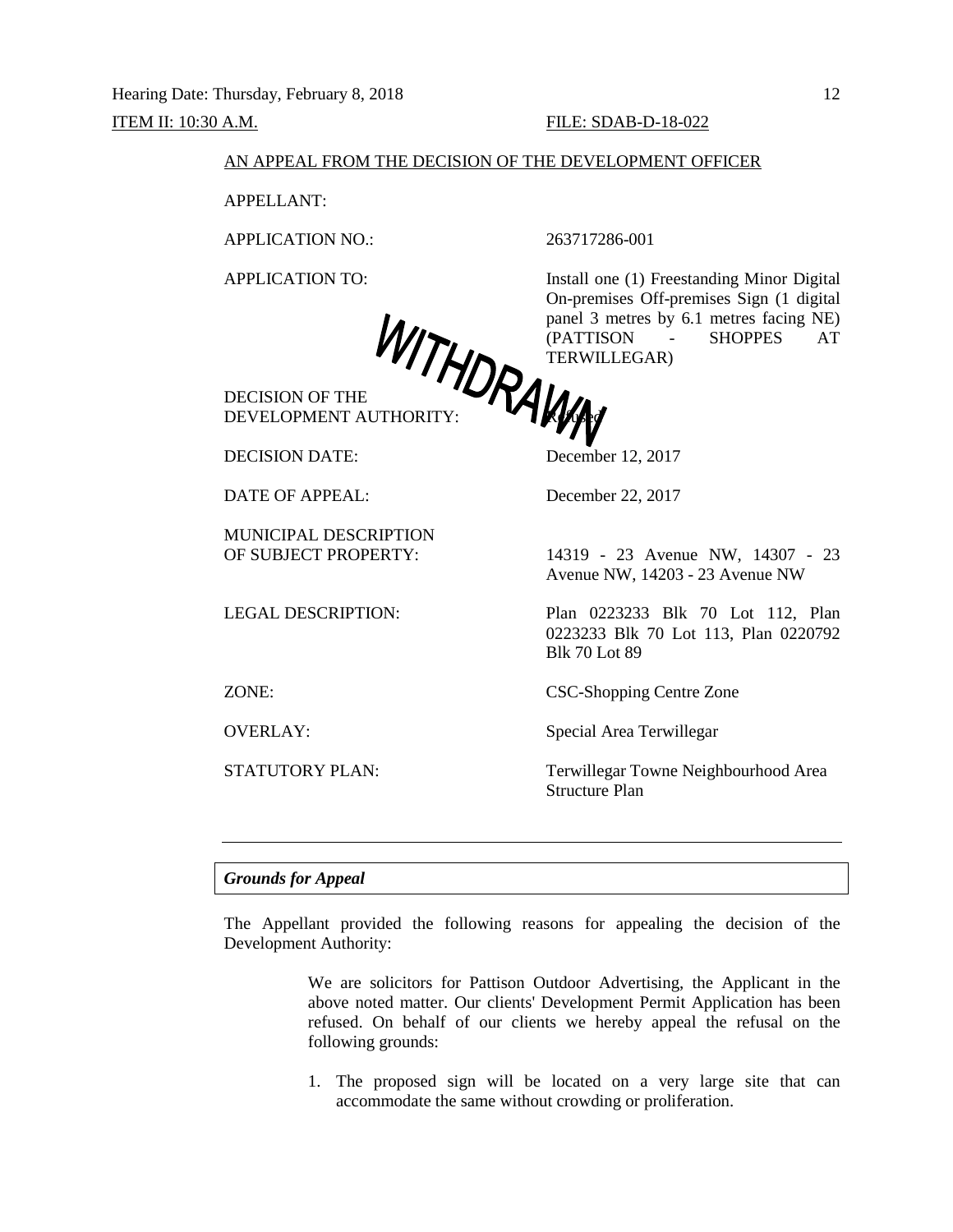Hearing Date: Thursday, February 8, 2018

ITEM II: 10:30 A.M. FILE: SDAB-D-18-022

AN APPEAL FROM THE DECISION OF THE DEVELOPMENT OFFICER

WITHDRAWN

| | |
|---|---|
| APPELLANT: | |
| APPLICATION NO.: | 263717286-001 |
| APPLICATION TO: | Install one (1) Freestanding Minor Digital On-premises Off-premises Sign (1 digital panel 3 metres by 6.1 metres facing NE) (PATTISON - SHOPPES AT TERWILLEGAR) |
| DECISION OF THE DEVELOPMENT AUTHORITY: | Refused |
| DECISION DATE: | December 12, 2017 |
| DATE OF APPEAL: | December 22, 2017 |
| MUNICIPAL DESCRIPTION OF SUBJECT PROPERTY: | 14319 - 23 Avenue NW, 14307 - 23 Avenue NW, 14203 - 23 Avenue NW |
| LEGAL DESCRIPTION: | Plan 0223233 Blk 70 Lot 112, Plan 0223233 Blk 70 Lot 113, Plan 0220792 Blk 70 Lot 89 |
| ZONE: | CSC-Shopping Centre Zone |
| OVERLAY: | Special Area Terwillegar |
| STATUTORY PLAN: | Terwillegar Towne Neighbourhood Area Structure Plan |

---

***Grounds for Appeal***

The Appellant provided the following reasons for appealing the decision of the Development Authority:

> We are solicitors for Pattison Outdoor Advertising, the Applicant in the above noted matter. Our clients' Development Permit Application has been refused. On behalf of our clients we hereby appeal the refusal on the following grounds:
>
> 1. The proposed sign will be located on a very large site that can accommodate the same without crowding or proliferation.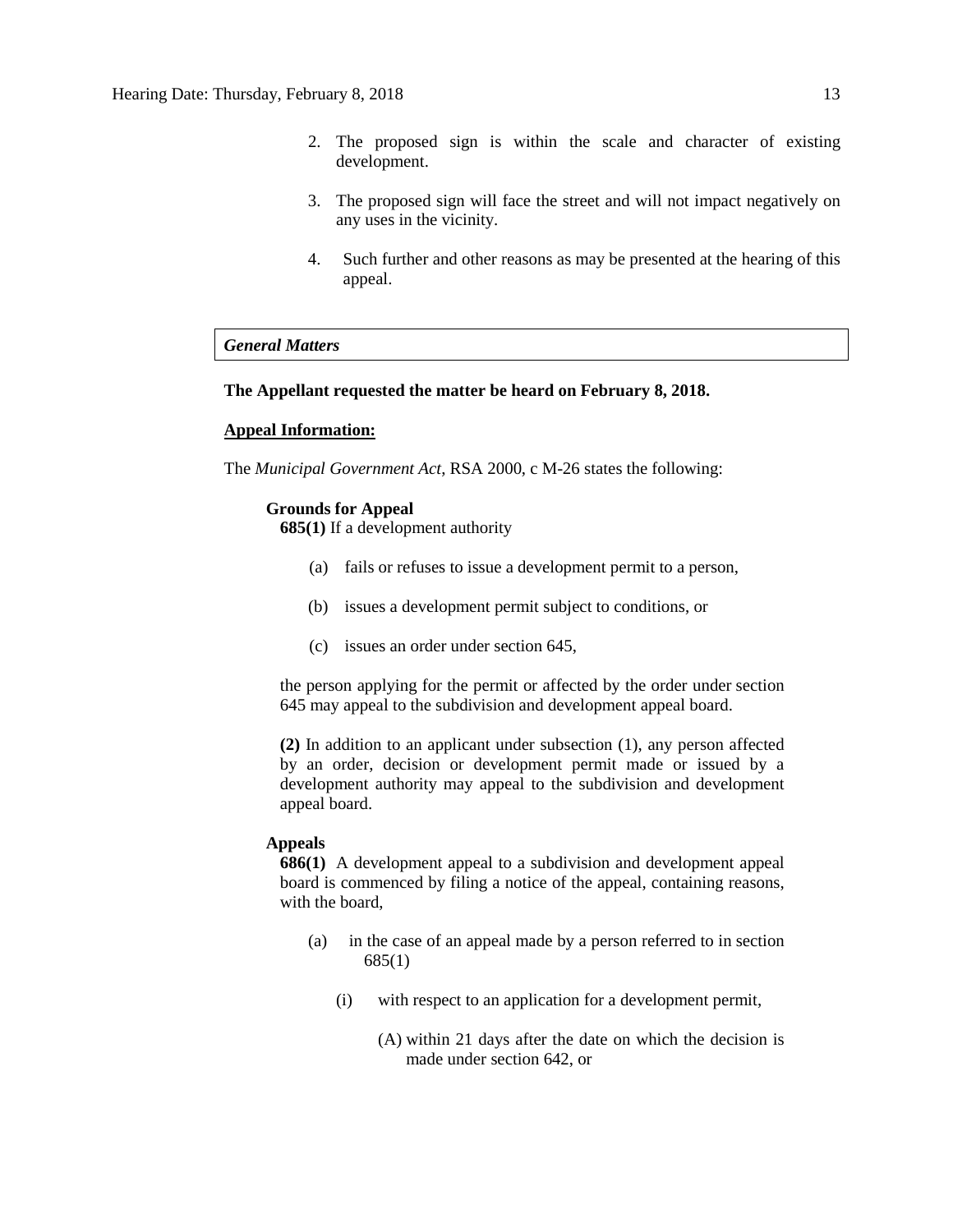2. The proposed sign is within the scale and character of existing development.

3. The proposed sign will face the street and will not impact negatively on any uses in the vicinity.

4. Such further and other reasons as may be presented at the hearing of this appeal.

***General Matters***

**The Appellant requested the matter be heard on February 8, 2018.**

**Appeal Information:**

The *Municipal Government Act*, RSA 2000, c M-26 states the following:

**Grounds for Appeal**

**685(1)** If a development authority

(a) fails or refuses to issue a development permit to a person,

(b) issues a development permit subject to conditions, or

(c) issues an order under section 645,

the person applying for the permit or affected by the order under section 645 may appeal to the subdivision and development appeal board.

**(2)** In addition to an applicant under subsection (1), any person affected by an order, decision or development permit made or issued by a development authority may appeal to the subdivision and development appeal board.

**Appeals**

**686(1)** A development appeal to a subdivision and development appeal board is commenced by filing a notice of the appeal, containing reasons, with the board,

(a) in the case of an appeal made by a person referred to in section 685(1)

(i) with respect to an application for a development permit,

(A) within 21 days after the date on which the decision is made under section 642, or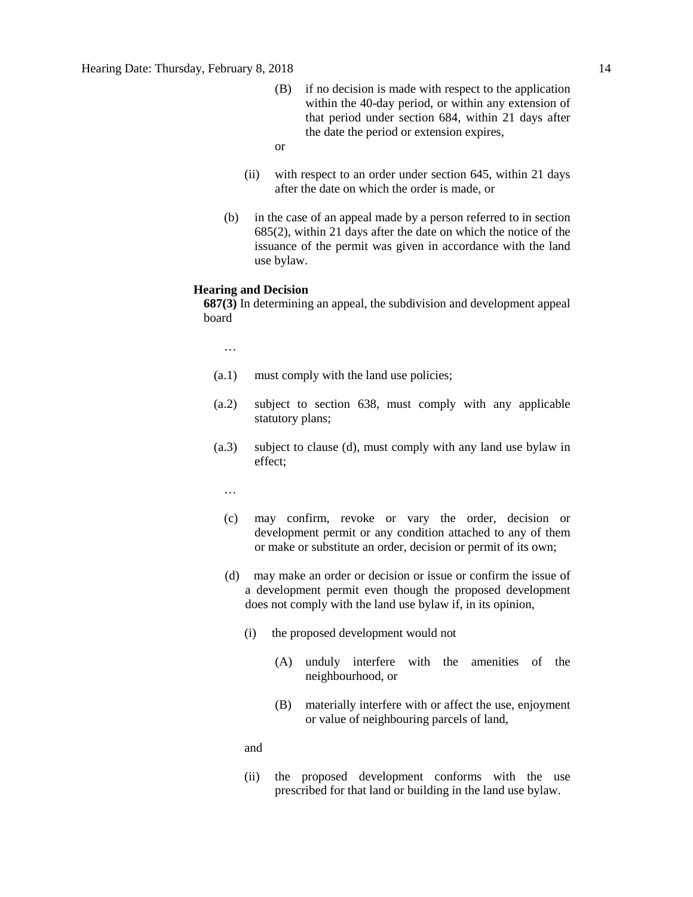(B) if no decision is made with respect to the application within the 40-day period, or within any extension of that period under section 684, within 21 days after the date the period or extension expires,

or

(ii) with respect to an order under section 645, within 21 days after the date on which the order is made, or

(b) in the case of an appeal made by a person referred to in section 685(2), within 21 days after the date on which the notice of the issuance of the permit was given in accordance with the land use bylaw.

**Hearing and Decision**

**687(3)** In determining an appeal, the subdivision and development appeal board

…

(a.1) must comply with the land use policies;

(a.2) subject to section 638, must comply with any applicable statutory plans;

(a.3) subject to clause (d), must comply with any land use bylaw in effect;

…

(c) may confirm, revoke or vary the order, decision or development permit or any condition attached to any of them or make or substitute an order, decision or permit of its own;

(d) may make an order or decision or issue or confirm the issue of a development permit even though the proposed development does not comply with the land use bylaw if, in its opinion,

(i) the proposed development would not

(A) unduly interfere with the amenities of the neighbourhood, or

(B) materially interfere with or affect the use, enjoyment or value of neighbouring parcels of land,

and

(ii) the proposed development conforms with the use prescribed for that land or building in the land use bylaw.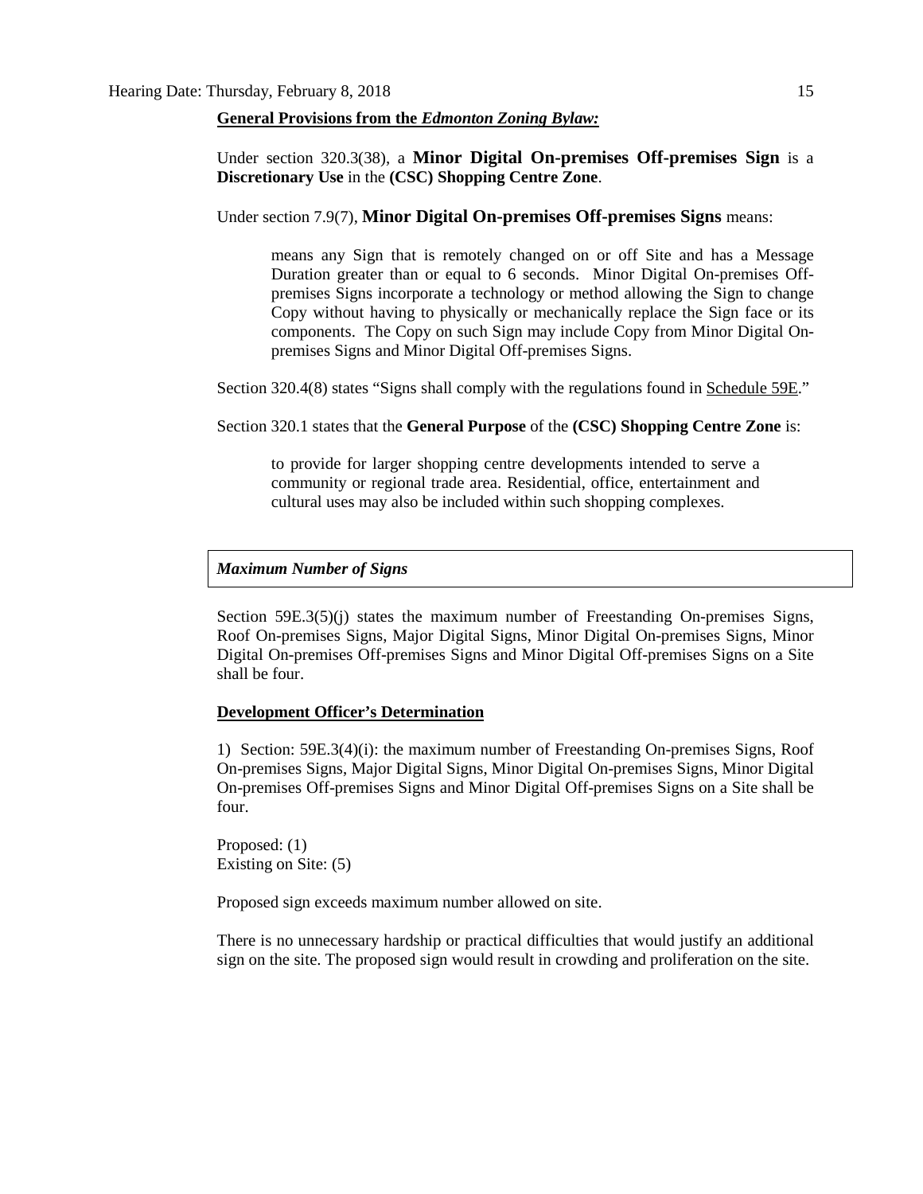**General Provisions from the *Edmonton Zoning Bylaw:***

Under section 320.3(38), a **Minor Digital On-premises Off-premises Sign** is a **Discretionary Use** in the **(CSC) Shopping Centre Zone**.

Under section 7.9(7), **Minor Digital On-premises Off-premises Signs** means:

> means any Sign that is remotely changed on or off Site and has a Message Duration greater than or equal to 6 seconds. Minor Digital On-premises Off-premises Signs incorporate a technology or method allowing the Sign to change Copy without having to physically or mechanically replace the Sign face or its components. The Copy on such Sign may include Copy from Minor Digital On-premises Signs and Minor Digital Off-premises Signs.

Section 320.4(8) states "Signs shall comply with the regulations found in Schedule 59E."

Section 320.1 states that the **General Purpose** of the **(CSC) Shopping Centre Zone** is:

> to provide for larger shopping centre developments intended to serve a community or regional trade area. Residential, office, entertainment and cultural uses may also be included within such shopping complexes.

***Maximum Number of Signs***

Section 59E.3(5)(j) states the maximum number of Freestanding On-premises Signs, Roof On-premises Signs, Major Digital Signs, Minor Digital On-premises Signs, Minor Digital On-premises Off-premises Signs and Minor Digital Off-premises Signs on a Site shall be four.

**Development Officer's Determination**

1) Section: 59E.3(4)(i): the maximum number of Freestanding On-premises Signs, Roof On-premises Signs, Major Digital Signs, Minor Digital On-premises Signs, Minor Digital On-premises Off-premises Signs and Minor Digital Off-premises Signs on a Site shall be four.

Proposed: (1)
Existing on Site: (5)

Proposed sign exceeds maximum number allowed on site.

There is no unnecessary hardship or practical difficulties that would justify an additional sign on the site. The proposed sign would result in crowding and proliferation on the site.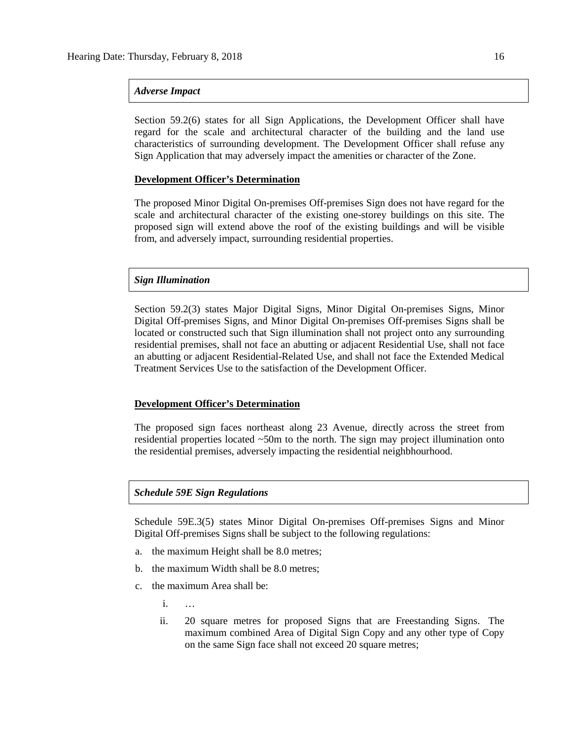***Adverse Impact***

Section 59.2(6) states for all Sign Applications, the Development Officer shall have regard for the scale and architectural character of the building and the land use characteristics of surrounding development. The Development Officer shall refuse any Sign Application that may adversely impact the amenities or character of the Zone.

**Development Officer's Determination**

The proposed Minor Digital On-premises Off-premises Sign does not have regard for the scale and architectural character of the existing one-storey buildings on this site. The proposed sign will extend above the roof of the existing buildings and will be visible from, and adversely impact, surrounding residential properties.

***Sign Illumination***

Section 59.2(3) states Major Digital Signs, Minor Digital On-premises Signs, Minor Digital Off-premises Signs, and Minor Digital On-premises Off-premises Signs shall be located or constructed such that Sign illumination shall not project onto any surrounding residential premises, shall not face an abutting or adjacent Residential Use, shall not face an abutting or adjacent Residential-Related Use, and shall not face the Extended Medical Treatment Services Use to the satisfaction of the Development Officer.

**Development Officer's Determination**

The proposed sign faces northeast along 23 Avenue, directly across the street from residential properties located ~50m to the north. The sign may project illumination onto the residential premises, adversely impacting the residential neighbhourhood.

***Schedule 59E Sign Regulations***

Schedule 59E.3(5) states Minor Digital On-premises Off-premises Signs and Minor Digital Off-premises Signs shall be subject to the following regulations:

a. the maximum Height shall be 8.0 metres;

b. the maximum Width shall be 8.0 metres;

c. the maximum Area shall be:

   i. …

   ii. 20 square metres for proposed Signs that are Freestanding Signs. The maximum combined Area of Digital Sign Copy and any other type of Copy on the same Sign face shall not exceed 20 square metres;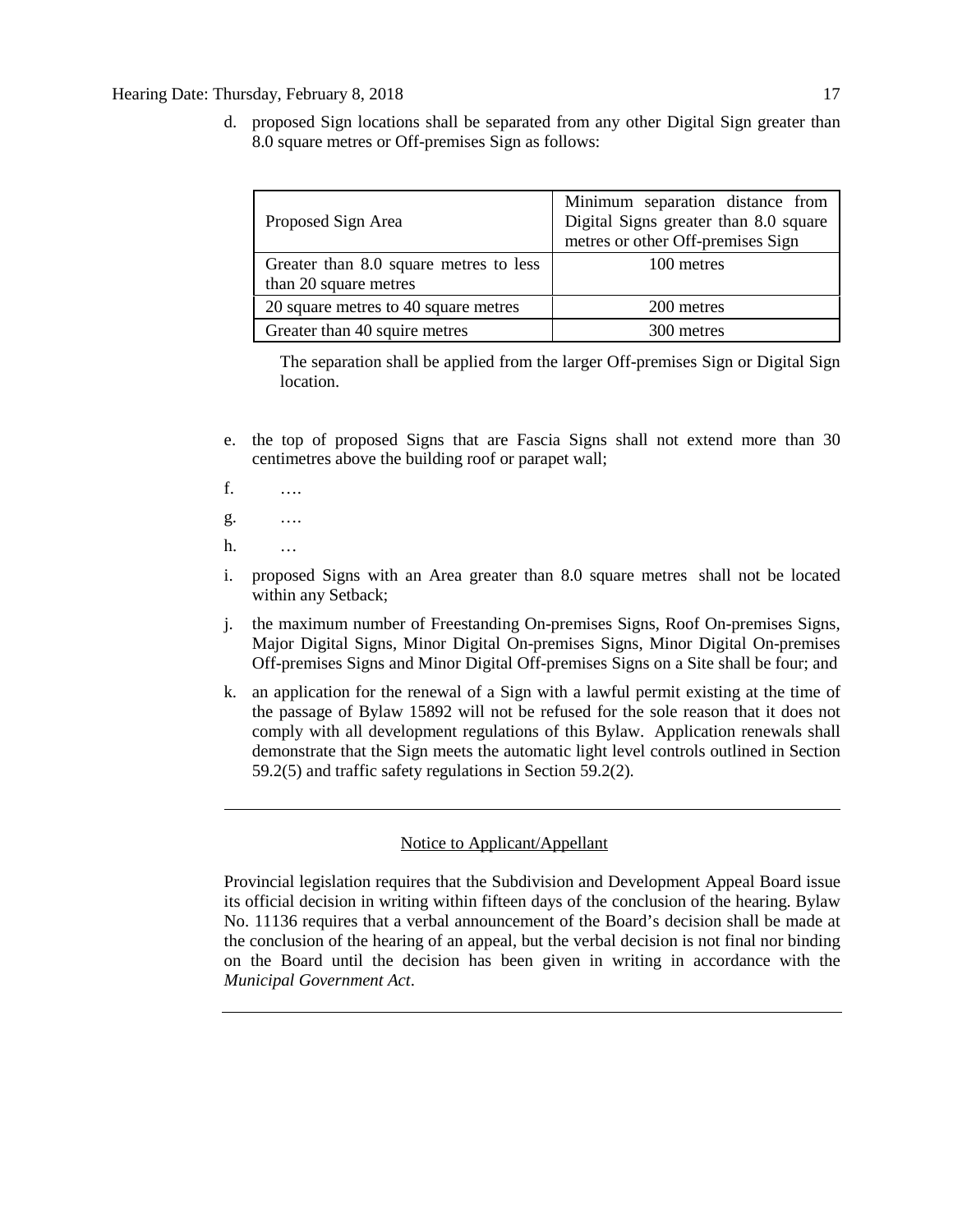d. proposed Sign locations shall be separated from any other Digital Sign greater than 8.0 square metres or Off-premises Sign as follows:

| Proposed Sign Area | Minimum separation distance from Digital Signs greater than 8.0 square metres or other Off-premises Sign |
|---|---|
| Greater than 8.0 square metres to less than 20 square metres | 100 metres |
| 20 square metres to 40 square metres | 200 metres |
| Greater than 40 squire metres | 300 metres |

The separation shall be applied from the larger Off-premises Sign or Digital Sign location.

e. the top of proposed Signs that are Fascia Signs shall not extend more than 30 centimetres above the building roof or parapet wall;

f. ….

g. ….

h. …

i. proposed Signs with an Area greater than 8.0 square metres shall not be located within any Setback;

j. the maximum number of Freestanding On-premises Signs, Roof On-premises Signs, Major Digital Signs, Minor Digital On-premises Signs, Minor Digital On-premises Off-premises Signs and Minor Digital Off-premises Signs on a Site shall be four; and

k. an application for the renewal of a Sign with a lawful permit existing at the time of the passage of Bylaw 15892 will not be refused for the sole reason that it does not comply with all development regulations of this Bylaw. Application renewals shall demonstrate that the Sign meets the automatic light level controls outlined in Section 59.2(5) and traffic safety regulations in Section 59.2(2).

---

Notice to Applicant/Appellant

Provincial legislation requires that the Subdivision and Development Appeal Board issue its official decision in writing within fifteen days of the conclusion of the hearing. Bylaw No. 11136 requires that a verbal announcement of the Board's decision shall be made at the conclusion of the hearing of an appeal, but the verbal decision is not final nor binding on the Board until the decision has been given in writing in accordance with the *Municipal Government Act*.

---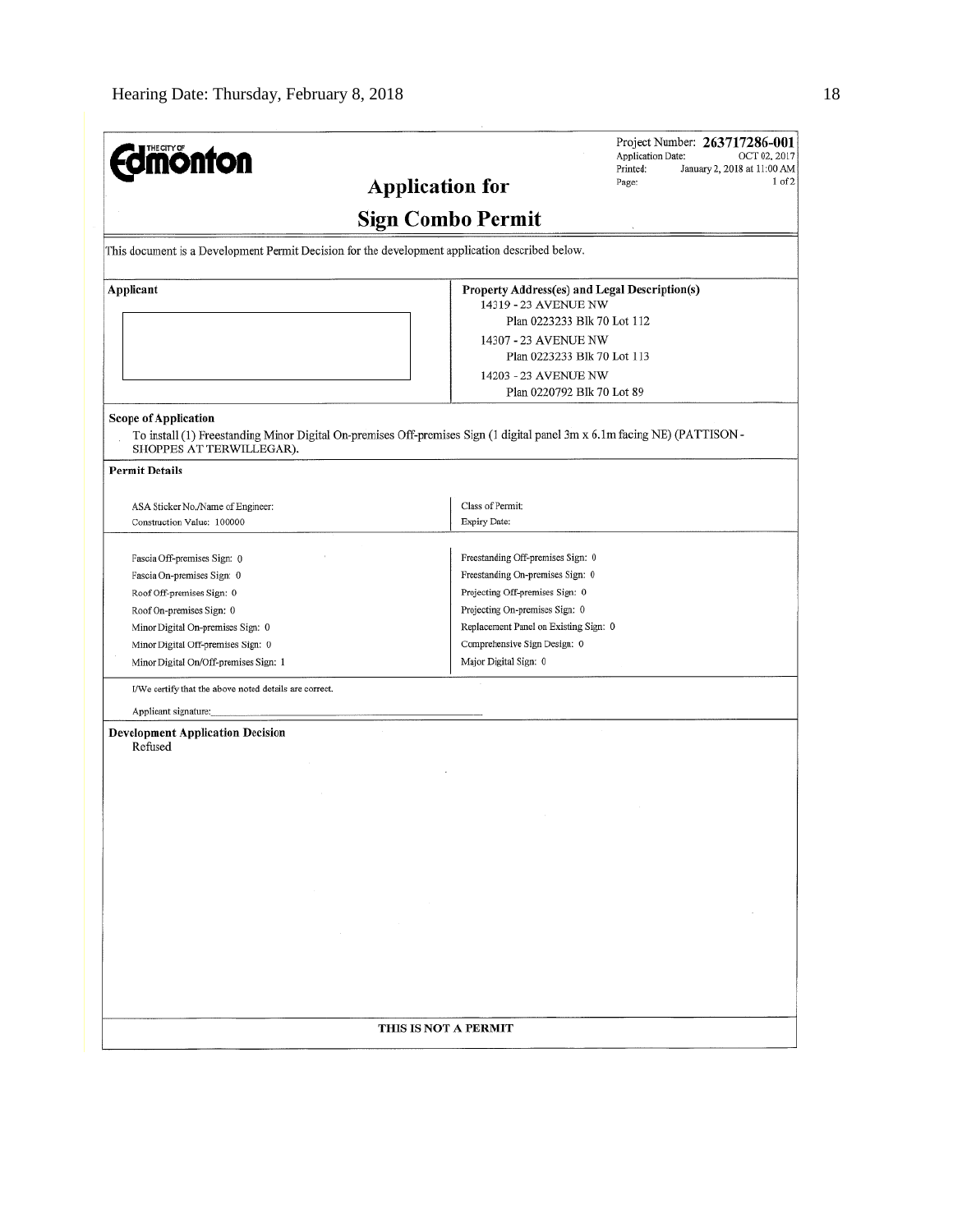**THE CITY OF Edmonton**

Project Number: **263717286-001**
Application Date: OCT 02, 2017
Printed: January 2, 2018 at 11:00 AM
Page: 1 of 2

## Application for

## Sign Combo Permit

This document is a Development Permit Decision for the development application described below.

| **Applicant** | **Property Address(es) and Legal Description(s)** |
|---|---|
| | 14319 - 23 AVENUE NW<br>Plan 0223233 Blk 70 Lot 112<br>14307 - 23 AVENUE NW<br>Plan 0223233 Blk 70 Lot 113<br>14203 - 23 AVENUE NW<br>Plan 0220792 Blk 70 Lot 89 |

**Scope of Application**

To install (1) Freestanding Minor Digital On-premises Off-premises Sign (1 digital panel 3m x 6.1m facing NE) (PATTISON - SHOPPES AT TERWILLEGAR).

**Permit Details**

| | |
|---|---|
| ASA Sticker No./Name of Engineer: | Class of Permit: |
| Construction Value: 100000 | Expiry Date: |

| | |
|---|---|
| Fascia Off-premises Sign: 0 | Freestanding Off-premises Sign: 0 |
| Fascia On-premises Sign: 0 | Freestanding On-premises Sign: 0 |
| Roof Off-premises Sign: 0 | Projecting Off-premises Sign: 0 |
| Roof On-premises Sign: 0 | Projecting On-premises Sign: 0 |
| Minor Digital On-premises Sign: 0 | Replacement Panel on Existing Sign: 0 |
| Minor Digital Off-premises Sign: 0 | Comprehensive Sign Design: 0 |
| Minor Digital On/Off-premises Sign: 1 | Major Digital Sign: 0 |

I/We certify that the above noted details are correct.

Applicant signature:\_\_\_\_\_\_\_\_\_\_\_\_\_\_\_\_\_\_\_\_\_\_\_\_\_\_\_\_

**Development Application Decision**

Refused

**THIS IS NOT A PERMIT**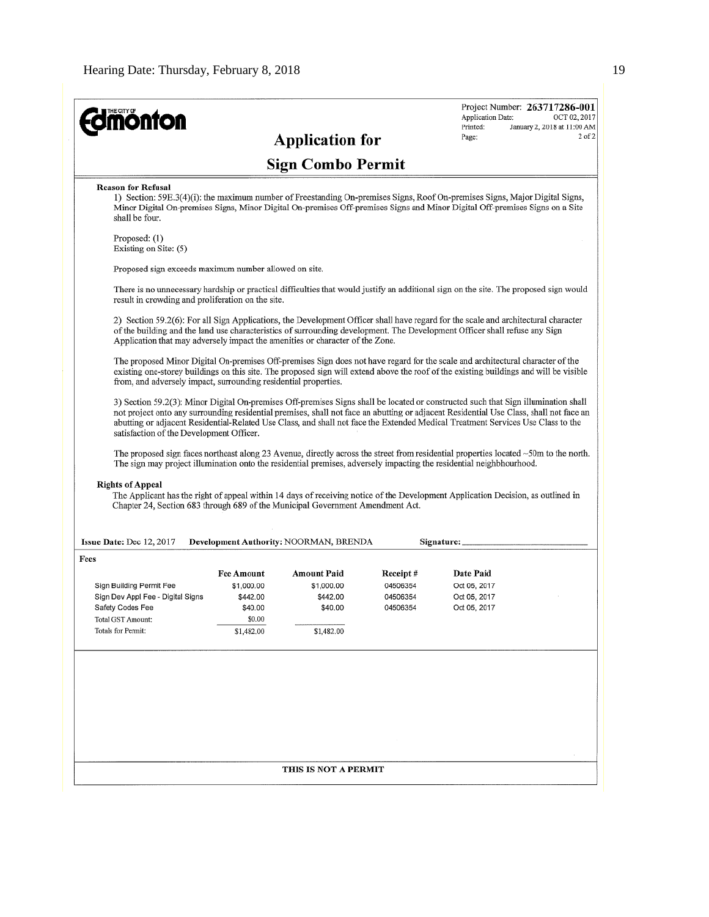THE CITY OF **Edmonton**

Project Number: **263717286-001**
Application Date: OCT 02, 2017
Printed: January 2, 2018 at 11:00 AM
Page: 2 of 2

# Application for

# Sign Combo Permit

**Reason for Refusal**

1) Section: 59E.3(4)(i): the maximum number of Freestanding On-premises Signs, Roof On-premises Signs, Major Digital Signs, Minor Digital On-premises Signs, Minor Digital On-premises Off-premises Signs and Minor Digital Off-premises Signs on a Site shall be four.

Proposed: (1)
Existing on Site: (5)

Proposed sign exceeds maximum number allowed on site.

There is no unnecessary hardship or practical difficulties that would justify an additional sign on the site. The proposed sign would result in crowding and proliferation on the site.

2) Section 59.2(6): For all Sign Applications, the Development Officer shall have regard for the scale and architectural character of the building and the land use characteristics of surrounding development. The Development Officer shall refuse any Sign Application that may adversely impact the amenities or character of the Zone.

The proposed Minor Digital On-premises Off-premises Sign does not have regard for the scale and architectural character of the existing one-storey buildings on this site. The proposed sign will extend above the roof of the existing buildings and will be visible from, and adversely impact, surrounding residential properties.

3) Section 59.2(3): Minor Digital On-premises Off-premises Signs shall be located or constructed such that Sign illumination shall not project onto any surrounding residential premises, shall not face an abutting or adjacent Residential Use Class, shall not face an abutting or adjacent Residential-Related Use Class, and shall not face the Extended Medical Treatment Services Use Class to the satisfaction of the Development Officer.

The proposed sign faces northeast along 23 Avenue, directly across the street from residential properties located ~50m to the north. The sign may project illumination onto the residential premises, adversely impacting the residential neighbhourhood.

**Rights of Appeal**

The Applicant has the right of appeal within 14 days of receiving notice of the Development Application Decision, as outlined in Chapter 24, Section 683 through 689 of the Municipal Government Amendment Act.

**Issue Date:** Dec 12, 2017 **Development Authority:** NOORMAN, BRENDA **Signature:** ____________

**Fees**

| | Fee Amount | Amount Paid | Receipt # | Date Paid |
|---|---|---|---|---|
| Sign Building Permit Fee | $1,000.00 | $1,000.00 | 04506354 | Oct 05, 2017 |
| Sign Dev Appl Fee - Digital Signs | $442.00 | $442.00 | 04506354 | Oct 05, 2017 |
| Safety Codes Fee | $40.00 | $40.00 | 04506354 | Oct 05, 2017 |
| Total GST Amount: | $0.00 | | | |
| Totals for Permit: | $1,482.00 | $1,482.00 | | |

**THIS IS NOT A PERMIT**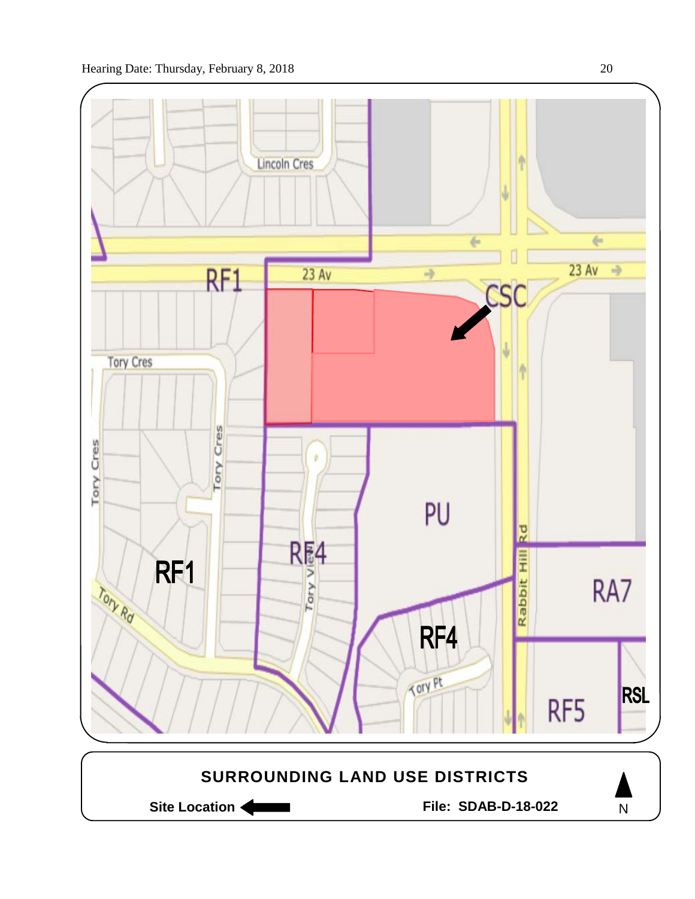Lincoln Cres

RF1

23 Av

23 Av

CSC

Tory Cres

Tory Cres

Tory Cres

RF1

Tory Rd

RF4

Tory View

PU

RF4

Tory Pt

Rabbit Hill Rd

RA7

RF5

RSL

**SURROUNDING LAND USE DISTRICTS**

**Site Location** ⟵

**File: SDAB-D-18-022**

N